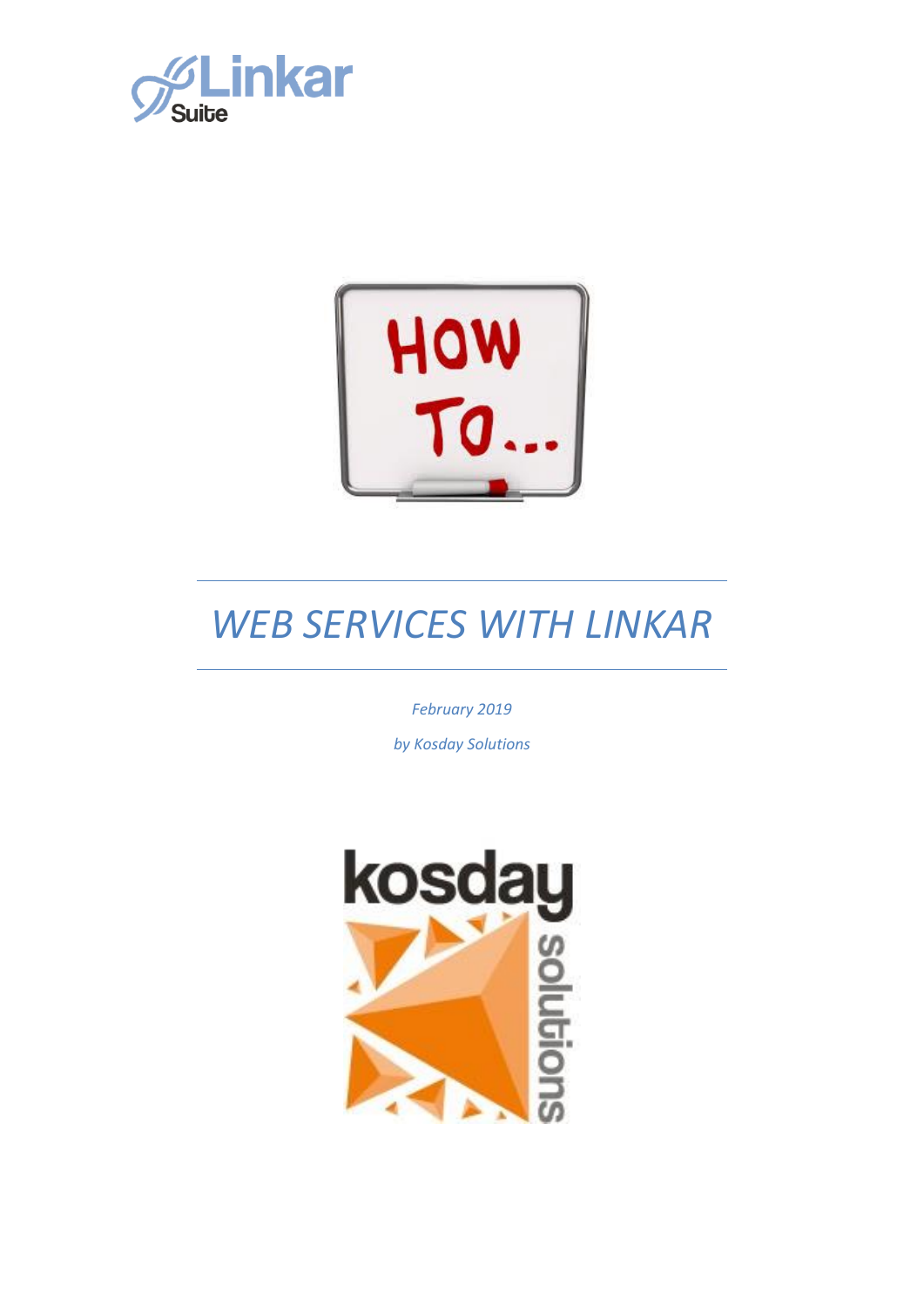# WEB SERVICES WITH LINKAR

*February 2019*

*by Kosday Solutions*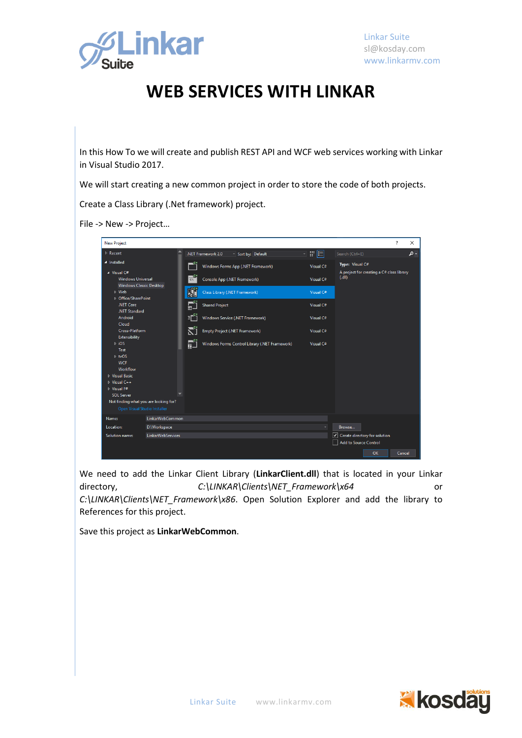# WEB SERVICES WITH LINKAR

In this How To we will create and publish REST API and WCF web services working with Linkar in Visual Studio 2017.

We will start creating a new common project in order to store the code of both projects.

Create a Class Library (.Net framework) project.

File -> New -> Project…

We need to add the Linkar Client Library (**LinkarClient.dll**) that is located in your Linkar directory, *C:\LINKAR\Clients\NET_Framework\x64* or *C:\LINKAR\Clients\NET_Framework\x86*. Open Solution Explorer and add the library to References for this project.

Save this project as **LinkarWebCommon**.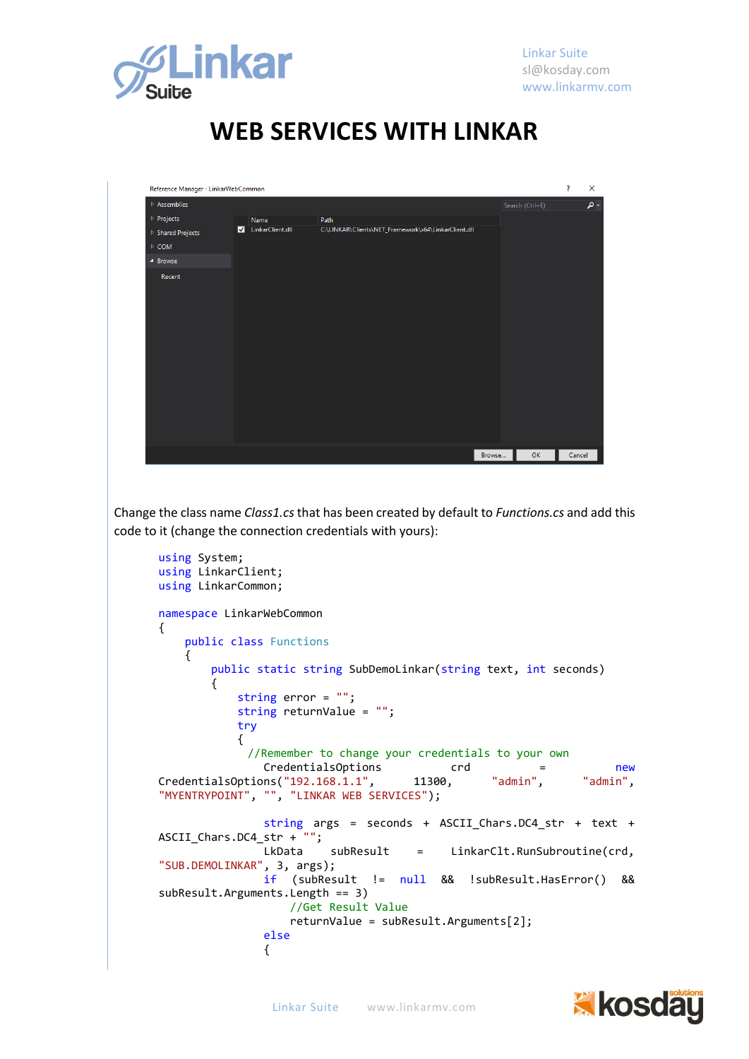# WEB SERVICES WITH LINKAR

Change the class name *Class1.cs* that has been created by default to *Functions.cs* and add this code to it (change the connection credentials with yours):

```
using System;
using LinkarClient;
using LinkarCommon;

namespace LinkarWebCommon
{
    public class Functions
    {
        public static string SubDemoLinkar(string text, int seconds)
        {
            string error = "";
            string returnValue = "";
            try
            {
              //Remember to change your credentials to your own
                CredentialsOptions crd = new CredentialsOptions("192.168.1.1", 11300, "admin", "admin", "MYENTRYPOINT", "", "LINKAR WEB SERVICES");

                string args = seconds + ASCII_Chars.DC4_str + text + ASCII_Chars.DC4_str + "";
                LkData subResult = LinkarClt.RunSubroutine(crd, "SUB.DEMOLINKAR", 3, args);
                if (subResult != null && !subResult.HasError() && subResult.Arguments.Length == 3)
                    //Get Result Value
                    returnValue = subResult.Arguments[2];
                else
                {
```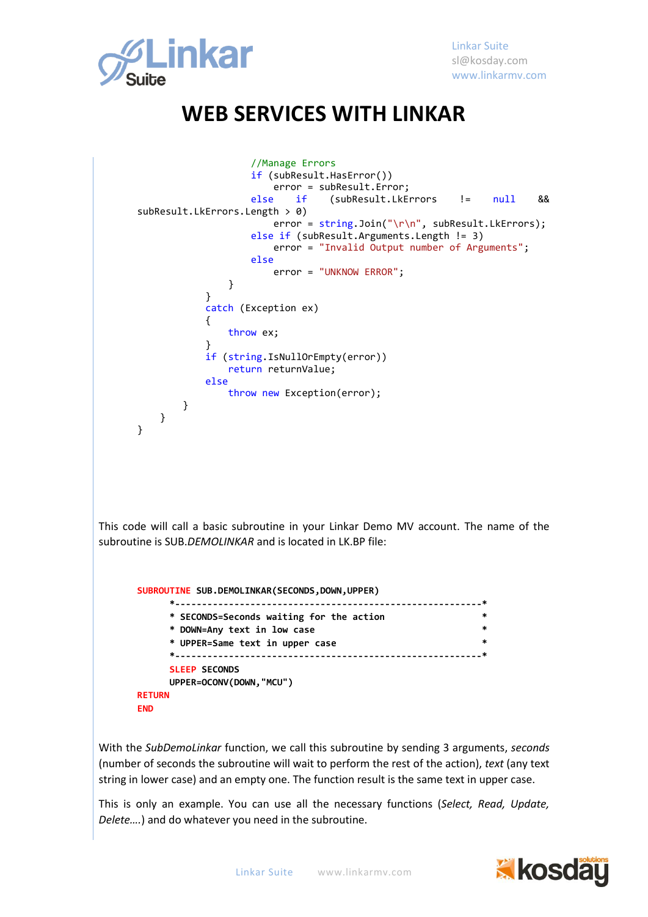# WEB SERVICES WITH LINKAR

```
                    //Manage Errors
                    if (subResult.HasError())
                        error = subResult.Error;
                    else if (subResult.LkErrors != null && subResult.LkErrors.Length > 0)
                        error = string.Join("\r\n", subResult.LkErrors);
                    else if (subResult.Arguments.Length != 3)
                        error = "Invalid Output number of Arguments";
                    else
                        error = "UNKNOW ERROR";
                }
            }
            catch (Exception ex)
            {
                throw ex;
            }
            if (string.IsNullOrEmpty(error))
                return returnValue;
            else
                throw new Exception(error);
        }
    }
}
```

This code will call a basic subroutine in your Linkar Demo MV account. The name of the subroutine is SUB.*DEMOLINKAR* and is located in LK.BP file:

```
SUBROUTINE SUB.DEMOLINKAR(SECONDS,DOWN,UPPER)
      *-------------------------------------------------------------*
      * SECONDS=Seconds waiting for the action                      *
      * DOWN=Any text in low case                                   *
      * UPPER=Same text in upper case                               *
      *-------------------------------------------------------------*
      SLEEP SECONDS
      UPPER=OCONV(DOWN,"MCU")
RETURN
END
```

With the *SubDemoLinkar* function, we call this subroutine by sending 3 arguments, *seconds* (number of seconds the subroutine will wait to perform the rest of the action), *text* (any text string in lower case) and an empty one. The function result is the same text in upper case.

This is only an example. You can use all the necessary functions (*Select, Read, Update, Delete….*) and do whatever you need in the subroutine.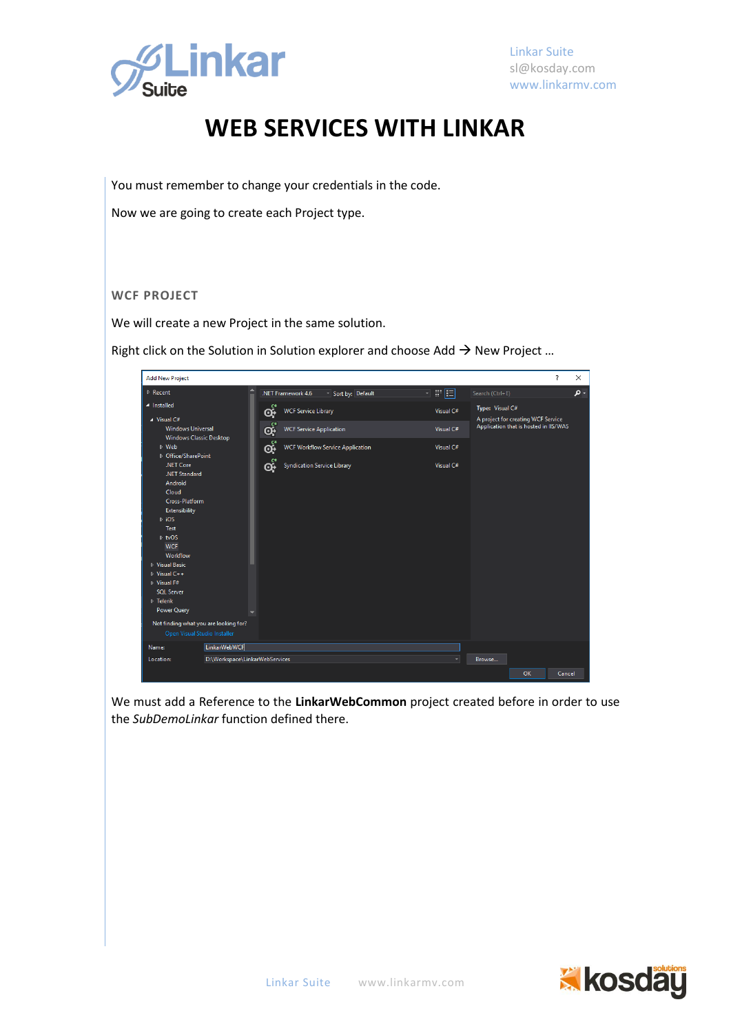# WEB SERVICES WITH LINKAR

You must remember to change your credentials in the code.

Now we are going to create each Project type.

## WCF PROJECT

We will create a new Project in the same solution.

Right click on the Solution in Solution explorer and choose Add → New Project …

We must add a Reference to the **LinkarWebCommon** project created before in order to use the *SubDemoLinkar* function defined there.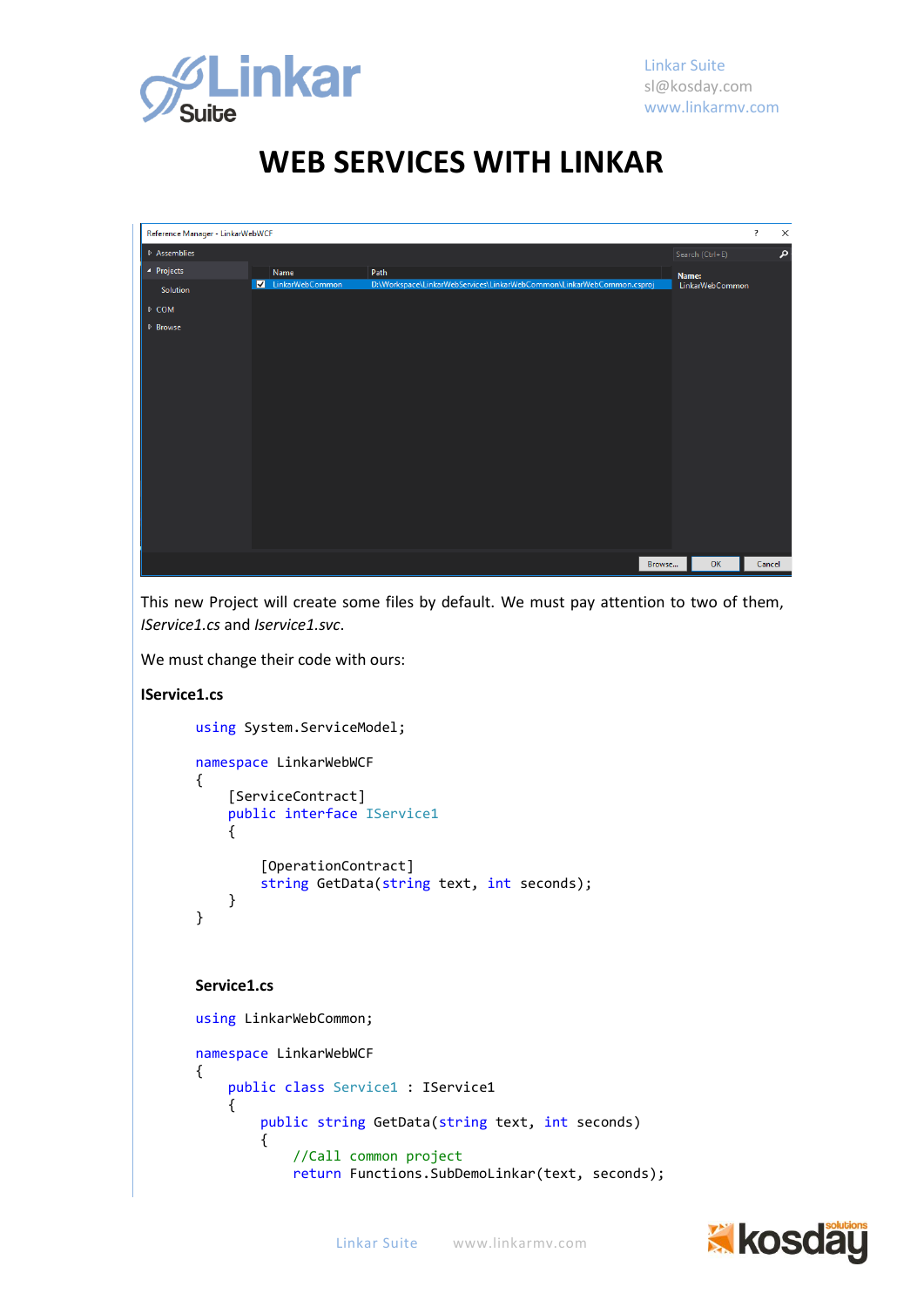# WEB SERVICES WITH LINKAR

This new Project will create some files by default. We must pay attention to two of them, *IService1.cs* and *Iservice1.svc*.

We must change their code with ours:

**IService1.cs**

```
using System.ServiceModel;

namespace LinkarWebWCF
{
    [ServiceContract]
    public interface IService1
    {

        [OperationContract]
        string GetData(string text, int seconds);
    }
}
```

**Service1.cs**

```
using LinkarWebCommon;

namespace LinkarWebWCF
{
    public class Service1 : IService1
    {
        public string GetData(string text, int seconds)
        {
            //Call common project
            return Functions.SubDemoLinkar(text, seconds);
```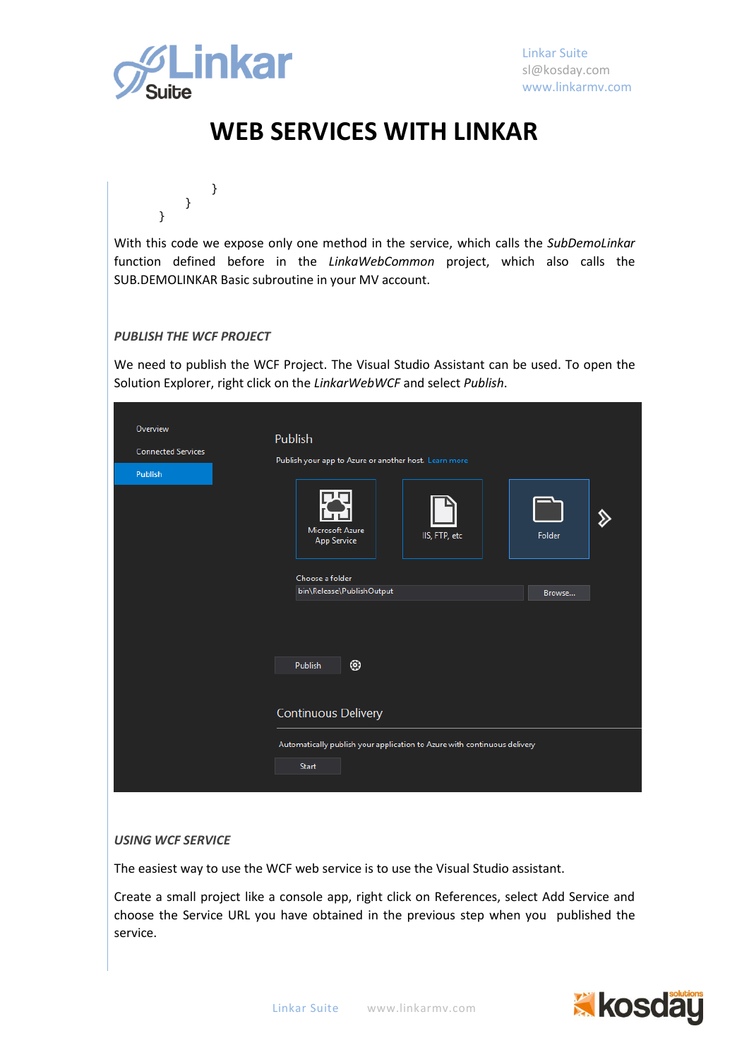```
            }
        }
    }
```

With this code we expose only one method in the service, which calls the *SubDemoLinkar* function defined before in the *LinkaWebCommon* project, which also calls the SUB.DEMOLINKAR Basic subroutine in your MV account.

### *PUBLISH THE WCF PROJECT*

We need to publish the WCF Project. The Visual Studio Assistant can be used. To open the Solution Explorer, right click on the *LinkarWebWCF* and select *Publish*.

### *USING WCF SERVICE*

The easiest way to use the WCF web service is to use the Visual Studio assistant.

Create a small project like a console app, right click on References, select Add Service and choose the Service URL you have obtained in the previous step when you published the service.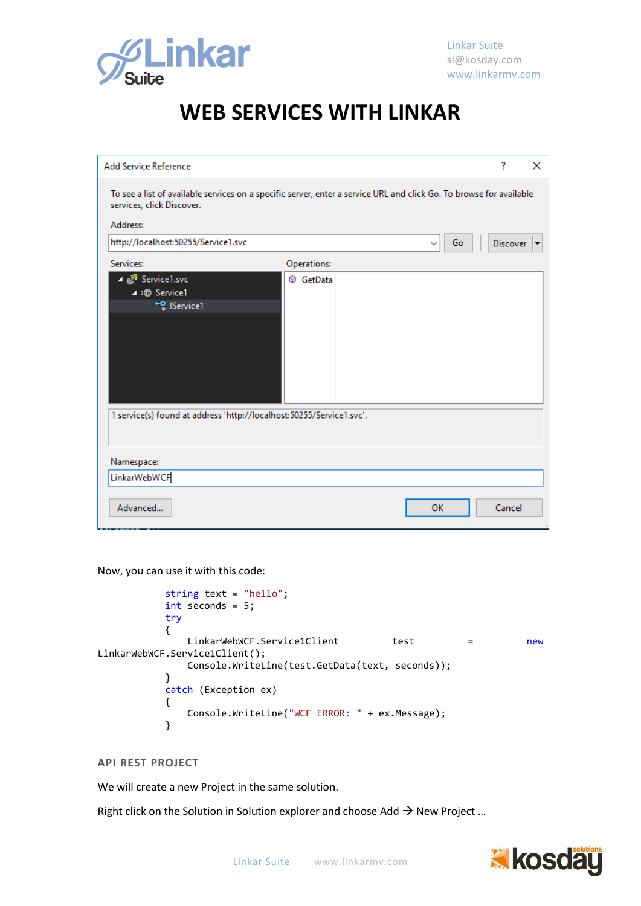# WEB SERVICES WITH LINKAR

Add Service Reference

To see a list of available services on a specific server, enter a service URL and click Go. To browse for available services, click Discover.

Address:

http://localhost:50255/Service1.svc

Services:

- Service1.svc
  - Service1
    - IService1

Operations:

- GetData

1 service(s) found at address 'http://localhost:50255/Service1.svc'.

Namespace:

LinkarWebWCF

Now, you can use it with this code:

```
string text = "hello";
int seconds = 5;
try
{
    LinkarWebWCF.Service1Client test = new LinkarWebWCF.Service1Client();
    Console.WriteLine(test.GetData(text, seconds));
}
catch (Exception ex)
{
    Console.WriteLine("WCF ERROR: " + ex.Message);
}
```

### API REST PROJECT

We will create a new Project in the same solution.

Right click on the Solution in Solution explorer and choose Add → New Project ...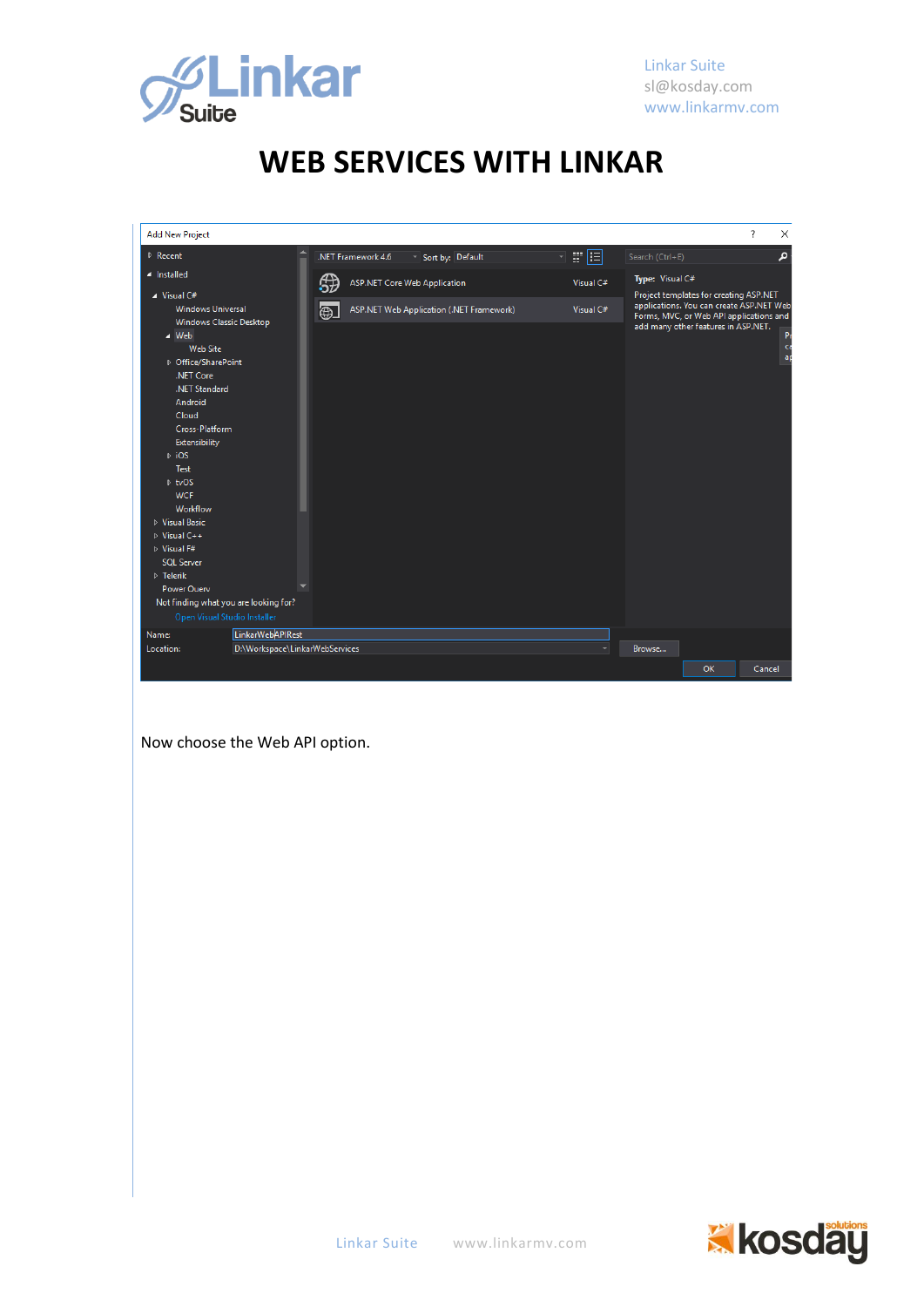# WEB SERVICES WITH LINKAR

Now choose the Web API option.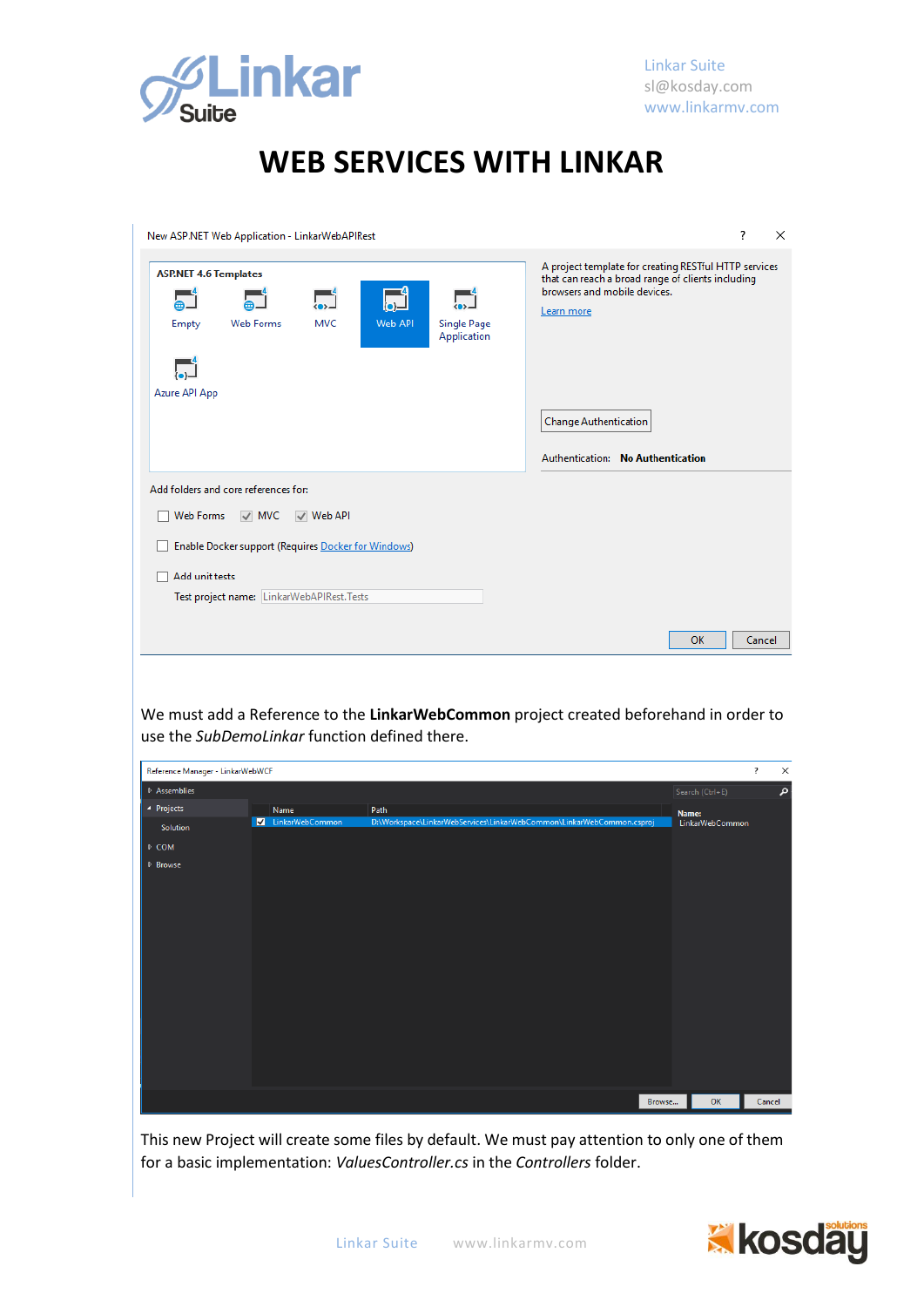# WEB SERVICES WITH LINKAR

We must add a Reference to the **LinkarWebCommon** project created beforehand in order to use the *SubDemoLinkar* function defined there.

This new Project will create some files by default. We must pay attention to only one of them for a basic implementation: *ValuesController.cs* in the *Controllers* folder.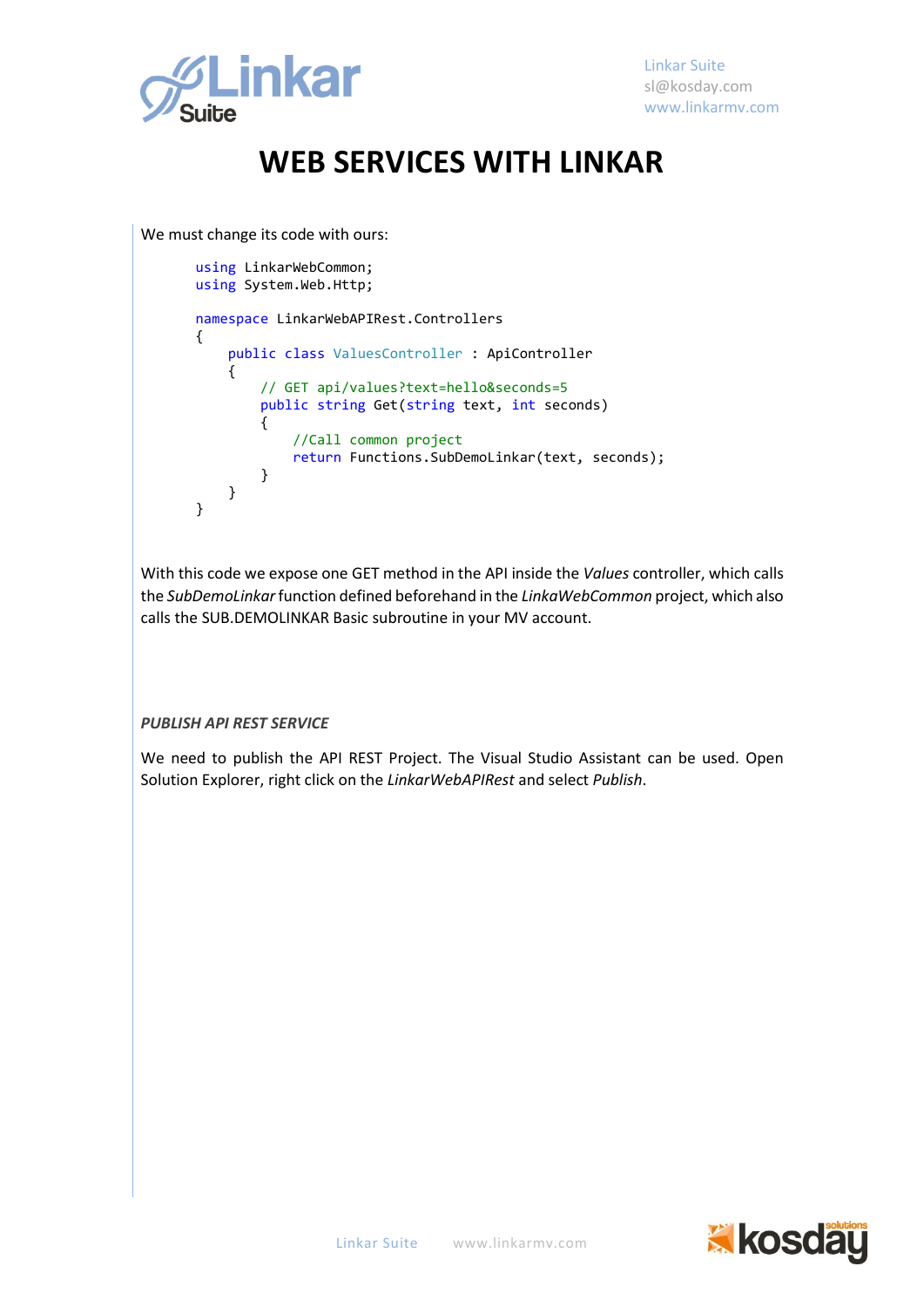We must change its code with ours:

```
using LinkarWebCommon;
using System.Web.Http;

namespace LinkarWebAPIRest.Controllers
{
    public class ValuesController : ApiController
    {
        // GET api/values?text=hello&seconds=5
        public string Get(string text, int seconds)
        {
            //Call common project
            return Functions.SubDemoLinkar(text, seconds);
        }
    }
}
```

With this code we expose one GET method in the API inside the *Values* controller, which calls the *SubDemoLinkar* function defined beforehand in the *LinkaWebCommon* project, which also calls the SUB.DEMOLINKAR Basic subroutine in your MV account.

### *PUBLISH API REST SERVICE*

We need to publish the API REST Project. The Visual Studio Assistant can be used. Open Solution Explorer, right click on the *LinkarWebAPIRest* and select *Publish*.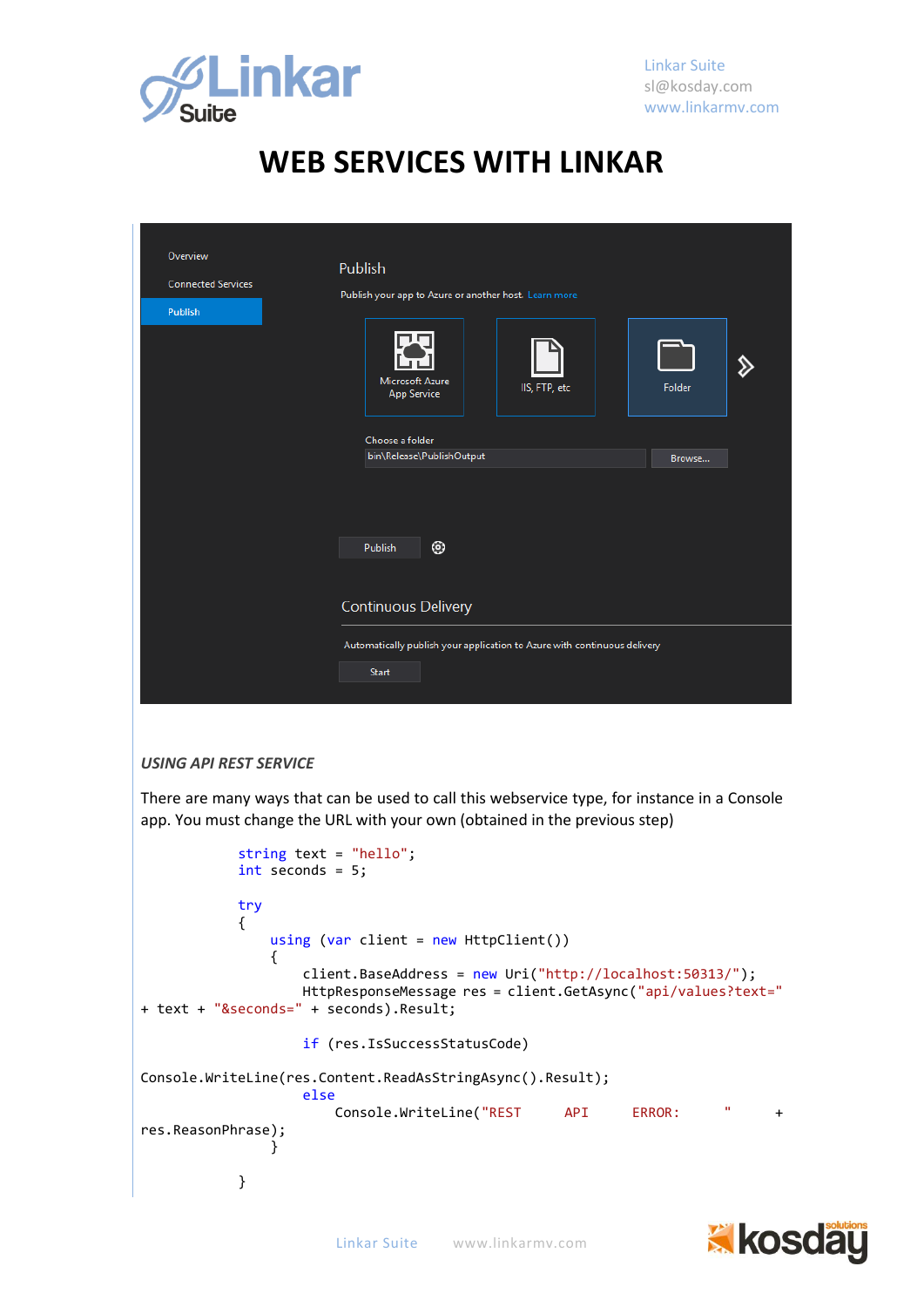# WEB SERVICES WITH LINKAR

Overview

Connected Services

Publish

Publish

Publish your app to Azure or another host. Learn more

Microsoft Azure App Service

IIS, FTP, etc

Folder

Choose a folder

bin\Release\PublishOutput

Browse...

Publish

Continuous Delivery

Automatically publish your application to Azure with continuous delivery

Start

### *USING API REST SERVICE*

There are many ways that can be used to call this webservice type, for instance in a Console app. You must change the URL with your own (obtained in the previous step)

```
            string text = "hello";
            int seconds = 5;

            try
            {
                using (var client = new HttpClient())
                {
                    client.BaseAddress = new Uri("http://localhost:50313/");
                    HttpResponseMessage res = client.GetAsync("api/values?text="
+ text + "&seconds=" + seconds).Result;

                    if (res.IsSuccessStatusCode)
Console.WriteLine(res.Content.ReadAsStringAsync().Result);
                    else
                        Console.WriteLine("REST API ERROR: " +
res.ReasonPhrase);
                }

            }
```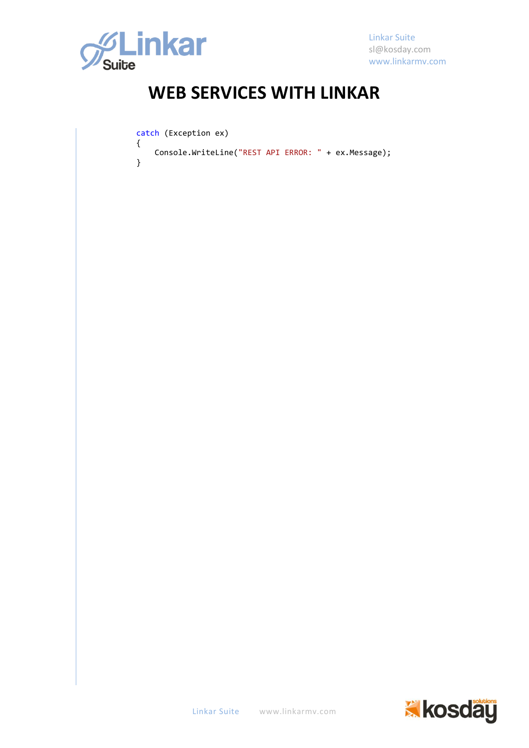```
catch (Exception ex)
{
    Console.WriteLine("REST API ERROR: " + ex.Message);
}
```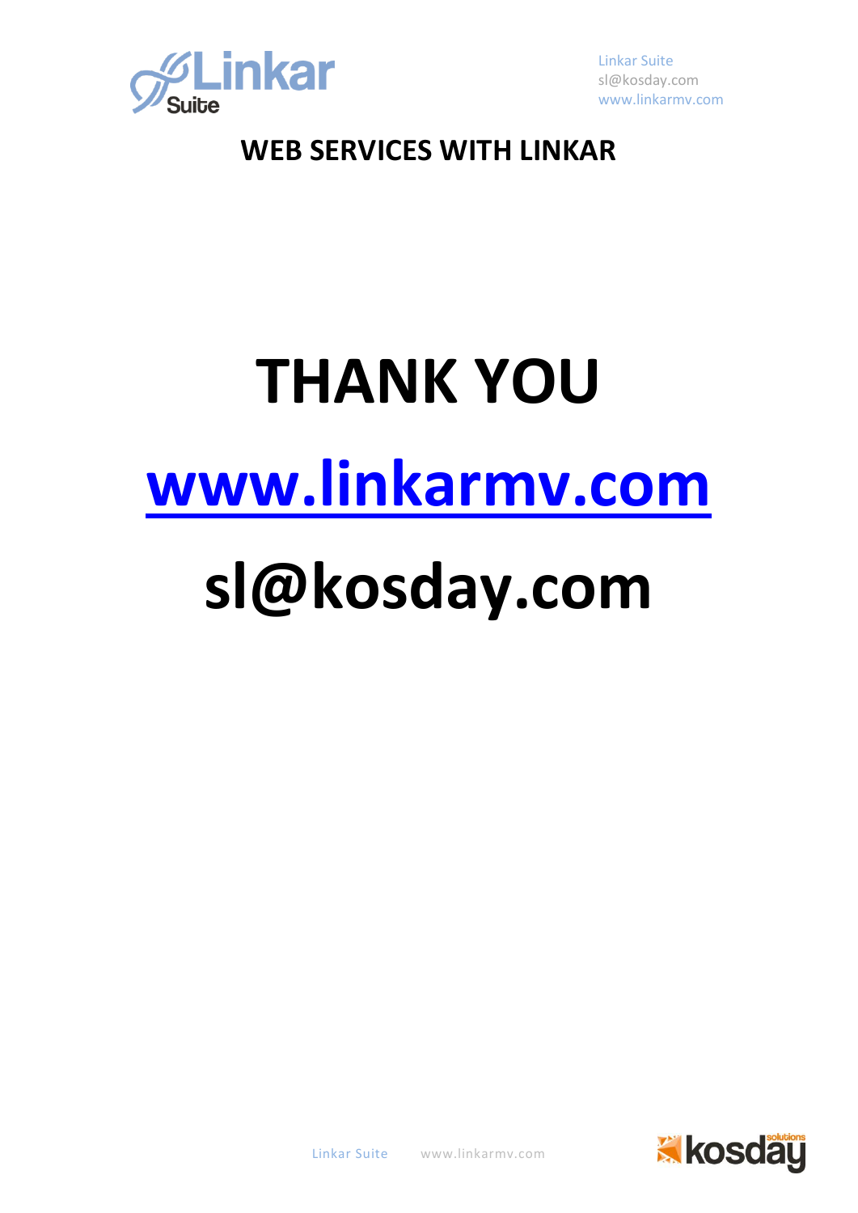# THANK YOU

# www.linkarmv.com

# sl@kosday.com